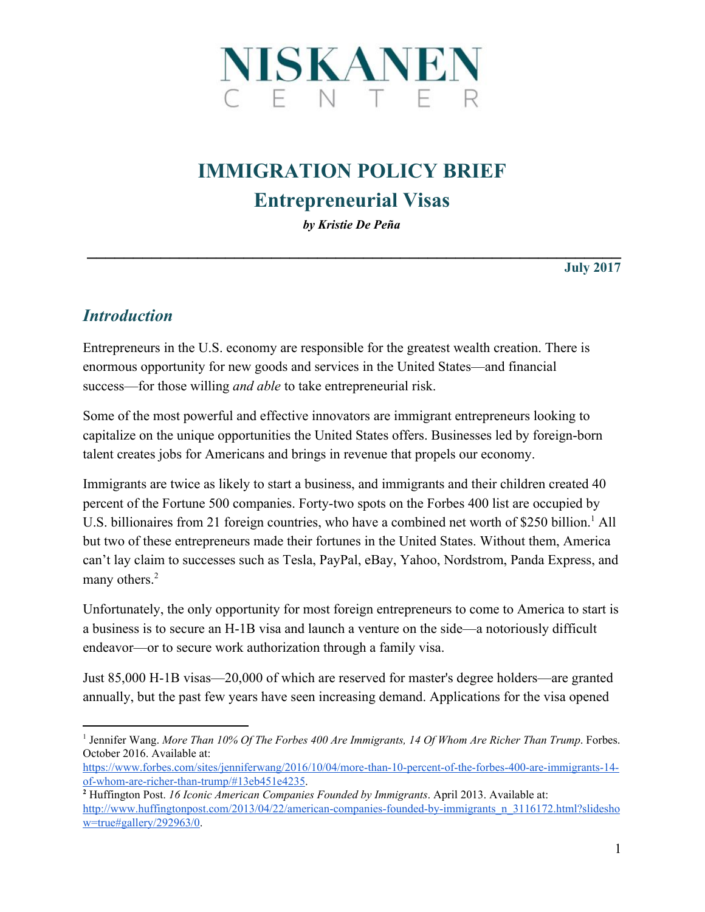# NISKANEN CENTER

# IMMIGRATION POLICY BRIEF

## Entrepreneurial Visas

***by Kristie De Peña***

**July 2017**

## *Introduction*

Entrepreneurs in the U.S. economy are responsible for the greatest wealth creation. There is enormous opportunity for new goods and services in the United States—and financial success—for those willing *and able* to take entrepreneurial risk.

Some of the most powerful and effective innovators are immigrant entrepreneurs looking to capitalize on the unique opportunities the United States offers. Businesses led by foreign-born talent creates jobs for Americans and brings in revenue that propels our economy.

Immigrants are twice as likely to start a business, and immigrants and their children created 40 percent of the Fortune 500 companies. Forty-two spots on the Forbes 400 list are occupied by U.S. billionaires from 21 foreign countries, who have a combined net worth of $250 billion.[1] All but two of these entrepreneurs made their fortunes in the United States. Without them, America can't lay claim to successes such as Tesla, PayPal, eBay, Yahoo, Nordstrom, Panda Express, and many others.[2]

Unfortunately, the only opportunity for most foreign entrepreneurs to come to America to start is a business is to secure an H-1B visa and launch a venture on the side—a notoriously difficult endeavor—or to secure work authorization through a family visa.

Just 85,000 H-1B visas—20,000 of which are reserved for master's degree holders—are granted annually, but the past few years have seen increasing demand. Applications for the visa opened

---

[1] Jennifer Wang. *More Than 10% Of The Forbes 400 Are Immigrants, 14 Of Whom Are Richer Than Trump*. Forbes. October 2016. Available at: https://www.forbes.com/sites/jenniferwang/2016/10/04/more-than-10-percent-of-the-forbes-400-are-immigrants-14-of-whom-are-richer-than-trump/#13eb451e4235.

[2] Huffington Post. *16 Iconic American Companies Founded by Immigrants*. April 2013. Available at: http://www.huffingtonpost.com/2013/04/22/american-companies-founded-by-immigrants_n_3116172.html?slideshow=true#gallery/292963/0.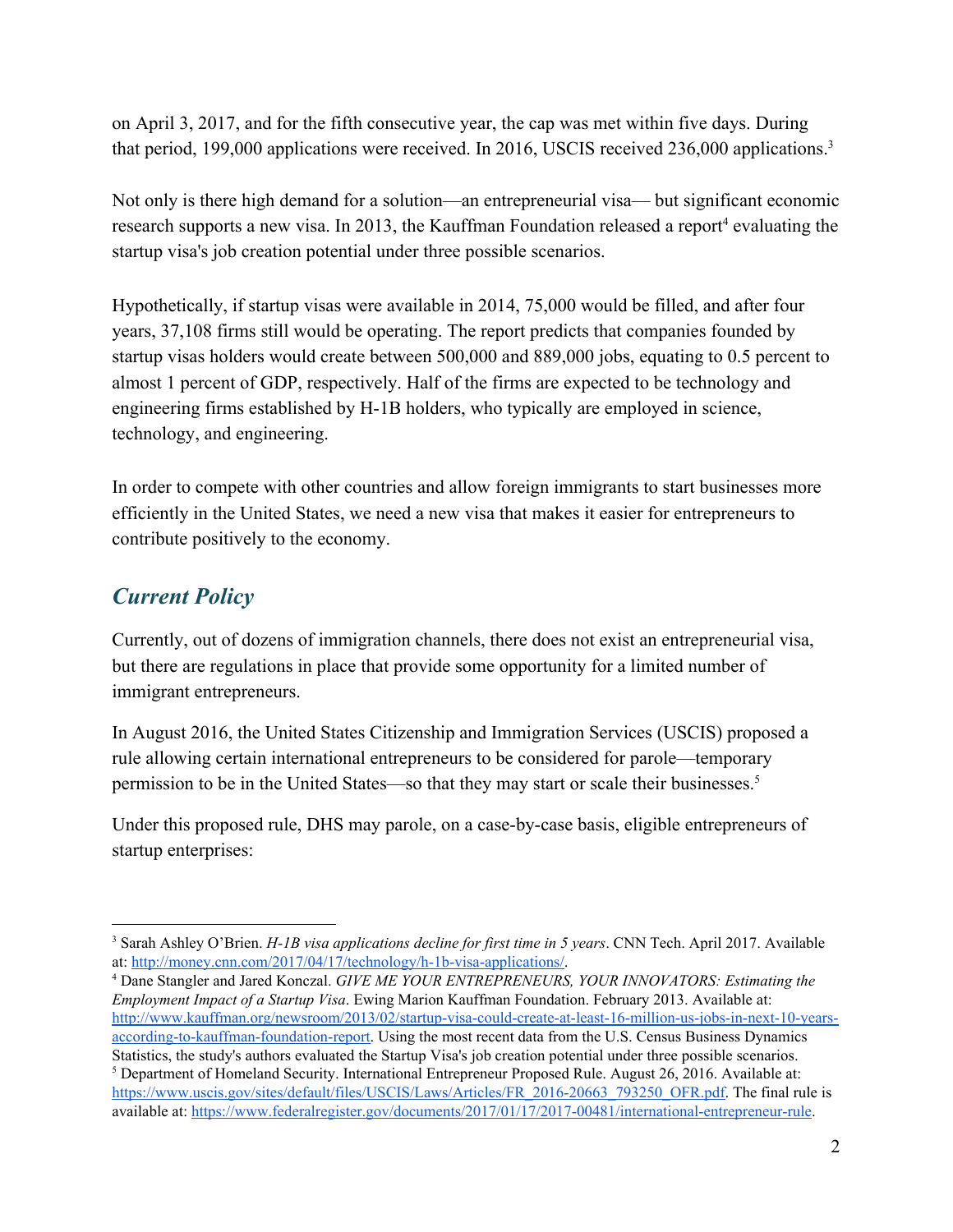on April 3, 2017, and for the fifth consecutive year, the cap was met within five days. During that period, 199,000 applications were received. In 2016, USCIS received 236,000 applications.[3]

Not only is there high demand for a solution—an entrepreneurial visa— but significant economic research supports a new visa. In 2013, the Kauffman Foundation released a report[4] evaluating the startup visa's job creation potential under three possible scenarios.

Hypothetically, if startup visas were available in 2014, 75,000 would be filled, and after four years, 37,108 firms still would be operating. The report predicts that companies founded by startup visas holders would create between 500,000 and 889,000 jobs, equating to 0.5 percent to almost 1 percent of GDP, respectively. Half of the firms are expected to be technology and engineering firms established by H-1B holders, who typically are employed in science, technology, and engineering.

In order to compete with other countries and allow foreign immigrants to start businesses more efficiently in the United States, we need a new visa that makes it easier for entrepreneurs to contribute positively to the economy.

## *Current Policy*

Currently, out of dozens of immigration channels, there does not exist an entrepreneurial visa, but there are regulations in place that provide some opportunity for a limited number of immigrant entrepreneurs.

In August 2016, the United States Citizenship and Immigration Services (USCIS) proposed a rule allowing certain international entrepreneurs to be considered for parole—temporary permission to be in the United States—so that they may start or scale their businesses.[5]

Under this proposed rule, DHS may parole, on a case-by-case basis, eligible entrepreneurs of startup enterprises:

---

[3] Sarah Ashley O'Brien. *H-1B visa applications decline for first time in 5 years*. CNN Tech. April 2017. Available at: http://money.cnn.com/2017/04/17/technology/h-1b-visa-applications/.

[4] Dane Stangler and Jared Konczal. *GIVE ME YOUR ENTREPRENEURS, YOUR INNOVATORS: Estimating the Employment Impact of a Startup Visa*. Ewing Marion Kauffman Foundation. February 2013. Available at: http://www.kauffman.org/newsroom/2013/02/startup-visa-could-create-at-least-16-million-us-jobs-in-next-10-years-according-to-kauffman-foundation-report. Using the most recent data from the U.S. Census Business Dynamics Statistics, the study's authors evaluated the Startup Visa's job creation potential under three possible scenarios.

[5] Department of Homeland Security. International Entrepreneur Proposed Rule. August 26, 2016. Available at: https://www.uscis.gov/sites/default/files/USCIS/Laws/Articles/FR_2016-20663_793250_OFR.pdf. The final rule is available at: https://www.federalregister.gov/documents/2017/01/17/2017-00481/international-entrepreneur-rule.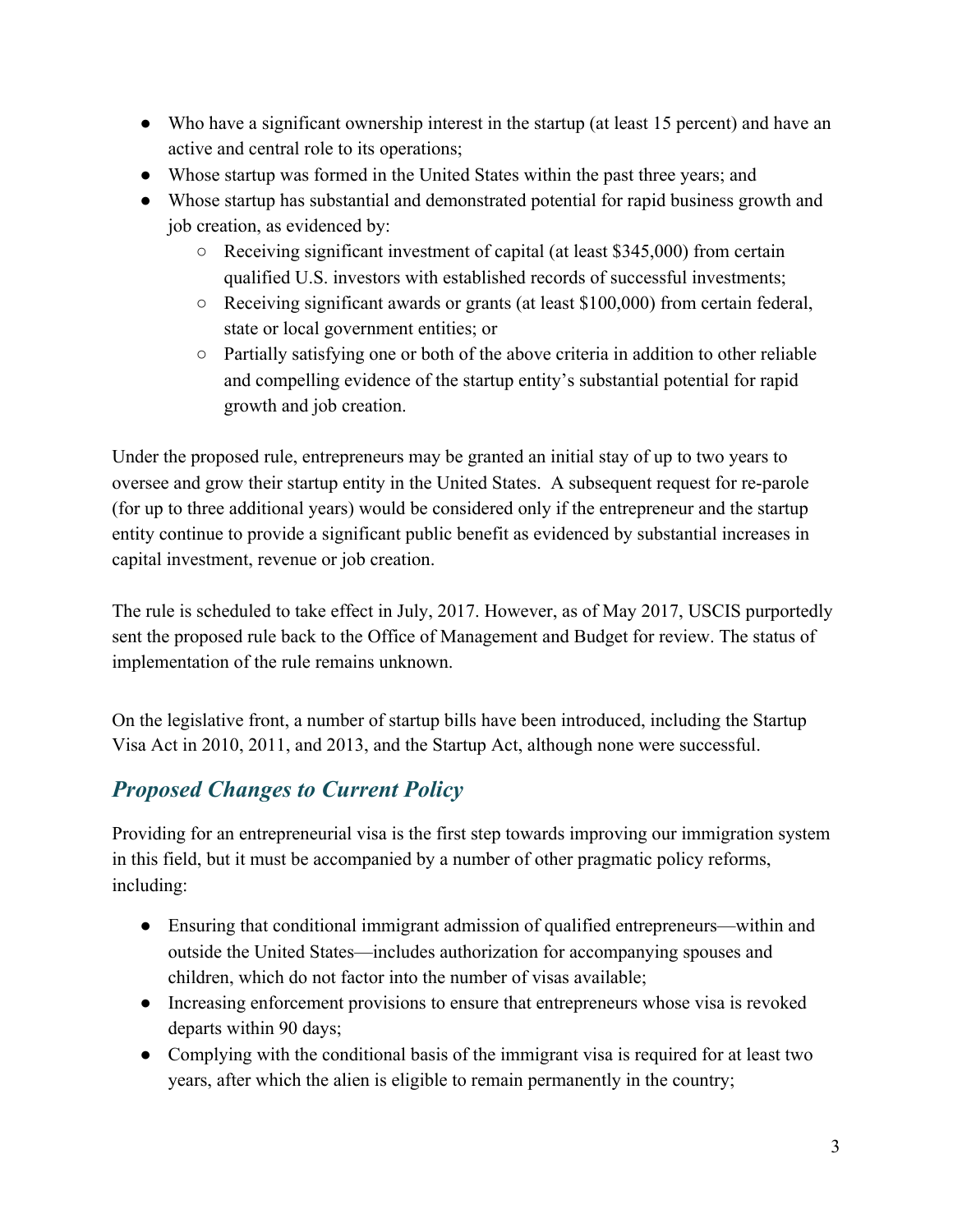- Who have a significant ownership interest in the startup (at least 15 percent) and have an active and central role to its operations;
- Whose startup was formed in the United States within the past three years; and
- Whose startup has substantial and demonstrated potential for rapid business growth and job creation, as evidenced by:
    - Receiving significant investment of capital (at least $345,000) from certain qualified U.S. investors with established records of successful investments;
    - Receiving significant awards or grants (at least $100,000) from certain federal, state or local government entities; or
    - Partially satisfying one or both of the above criteria in addition to other reliable and compelling evidence of the startup entity's substantial potential for rapid growth and job creation.

Under the proposed rule, entrepreneurs may be granted an initial stay of up to two years to oversee and grow their startup entity in the United States. A subsequent request for re-parole (for up to three additional years) would be considered only if the entrepreneur and the startup entity continue to provide a significant public benefit as evidenced by substantial increases in capital investment, revenue or job creation.

The rule is scheduled to take effect in July, 2017. However, as of May 2017, USCIS purportedly sent the proposed rule back to the Office of Management and Budget for review. The status of implementation of the rule remains unknown.

On the legislative front, a number of startup bills have been introduced, including the Startup Visa Act in 2010, 2011, and 2013, and the Startup Act, although none were successful.

## *Proposed Changes to Current Policy*

Providing for an entrepreneurial visa is the first step towards improving our immigration system in this field, but it must be accompanied by a number of other pragmatic policy reforms, including:

- Ensuring that conditional immigrant admission of qualified entrepreneurs—within and outside the United States—includes authorization for accompanying spouses and children, which do not factor into the number of visas available;
- Increasing enforcement provisions to ensure that entrepreneurs whose visa is revoked departs within 90 days;
- Complying with the conditional basis of the immigrant visa is required for at least two years, after which the alien is eligible to remain permanently in the country;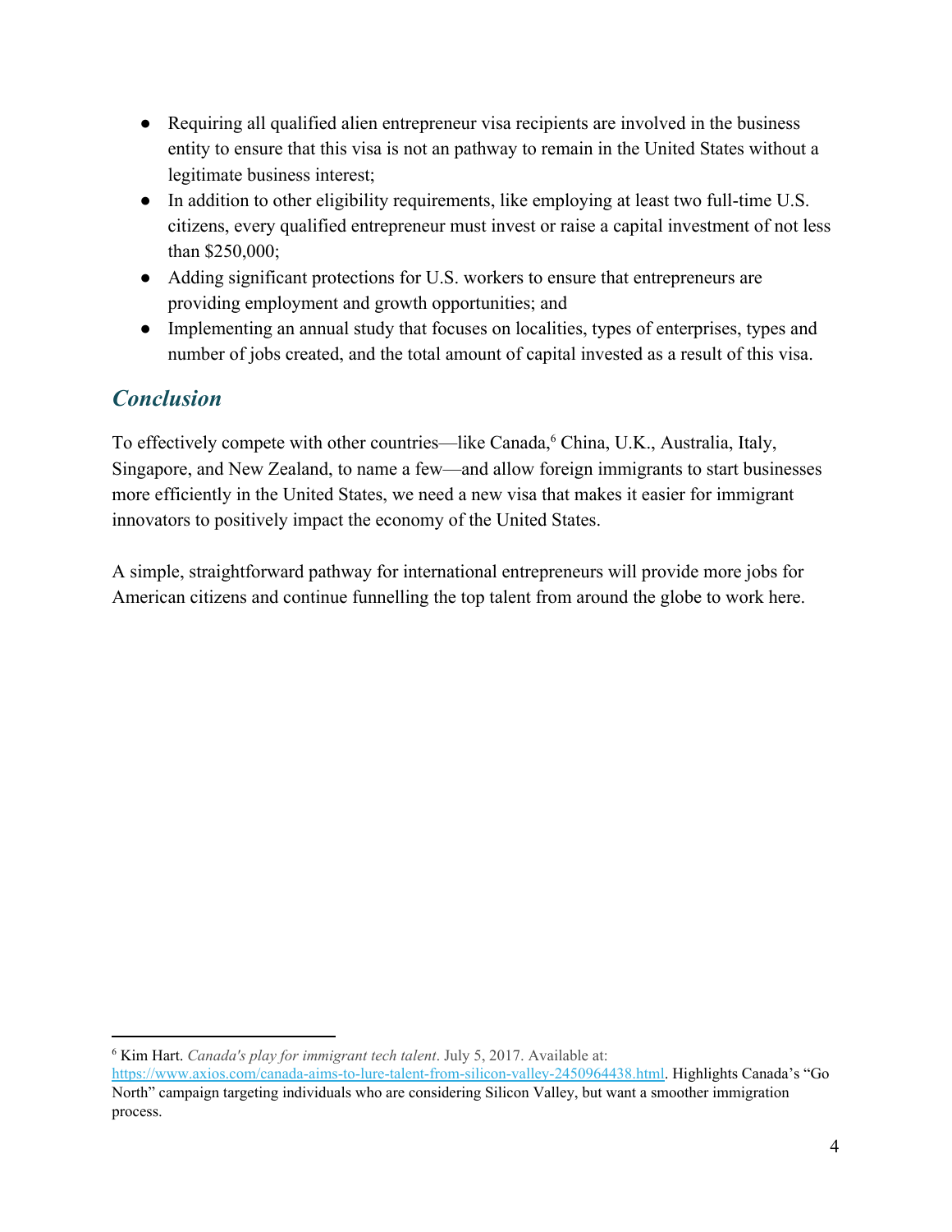- Requiring all qualified alien entrepreneur visa recipients are involved in the business entity to ensure that this visa is not an pathway to remain in the United States without a legitimate business interest;
- In addition to other eligibility requirements, like employing at least two full-time U.S. citizens, every qualified entrepreneur must invest or raise a capital investment of not less than $250,000;
- Adding significant protections for U.S. workers to ensure that entrepreneurs are providing employment and growth opportunities; and
- Implementing an annual study that focuses on localities, types of enterprises, types and number of jobs created, and the total amount of capital invested as a result of this visa.

## *Conclusion*

To effectively compete with other countries—like Canada,[6] China, U.K., Australia, Italy, Singapore, and New Zealand, to name a few—and allow foreign immigrants to start businesses more efficiently in the United States, we need a new visa that makes it easier for immigrant innovators to positively impact the economy of the United States.

A simple, straightforward pathway for international entrepreneurs will provide more jobs for American citizens and continue funnelling the top talent from around the globe to work here.

---

[6] Kim Hart. *Canada's play for immigrant tech talent*. July 5, 2017. Available at: https://www.axios.com/canada-aims-to-lure-talent-from-silicon-valley-2450964438.html. Highlights Canada's "Go North" campaign targeting individuals who are considering Silicon Valley, but want a smoother immigration process.